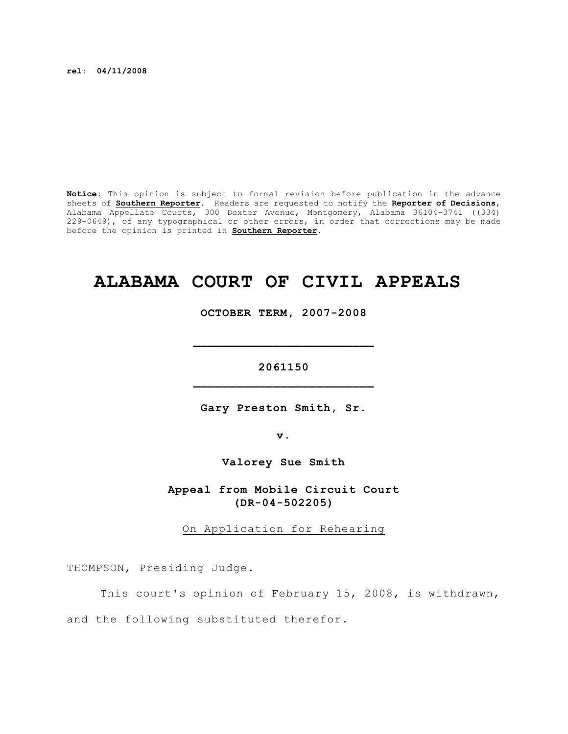**rel: 04/11/2008**

**Notice:** This opinion is subject to formal revision before publication in the advance sheets of **Southern Reporter**. Readers are requested to notify the **Reporter of Decisions**, Alabama Appellate Courts, 300 Dexter Avenue, Montgomery, Alabama 36104-3741 ((334) 229-0649), of any typographical or other errors, in order that corrections may be made before the opinion is printed in **Southern Reporter**.

# ALABAMA COURT OF CIVIL APPEALS

**OCTOBER TERM, 2007-2008**

**2061150**

**Gary Preston Smith, Sr.**

**v.**

**Valorey Sue Smith**

**Appeal from Mobile Circuit Court (DR-04-502205)**

On Application for Rehearing

THOMPSON, Presiding Judge.

This court's opinion of February 15, 2008, is withdrawn, and the following substituted therefor.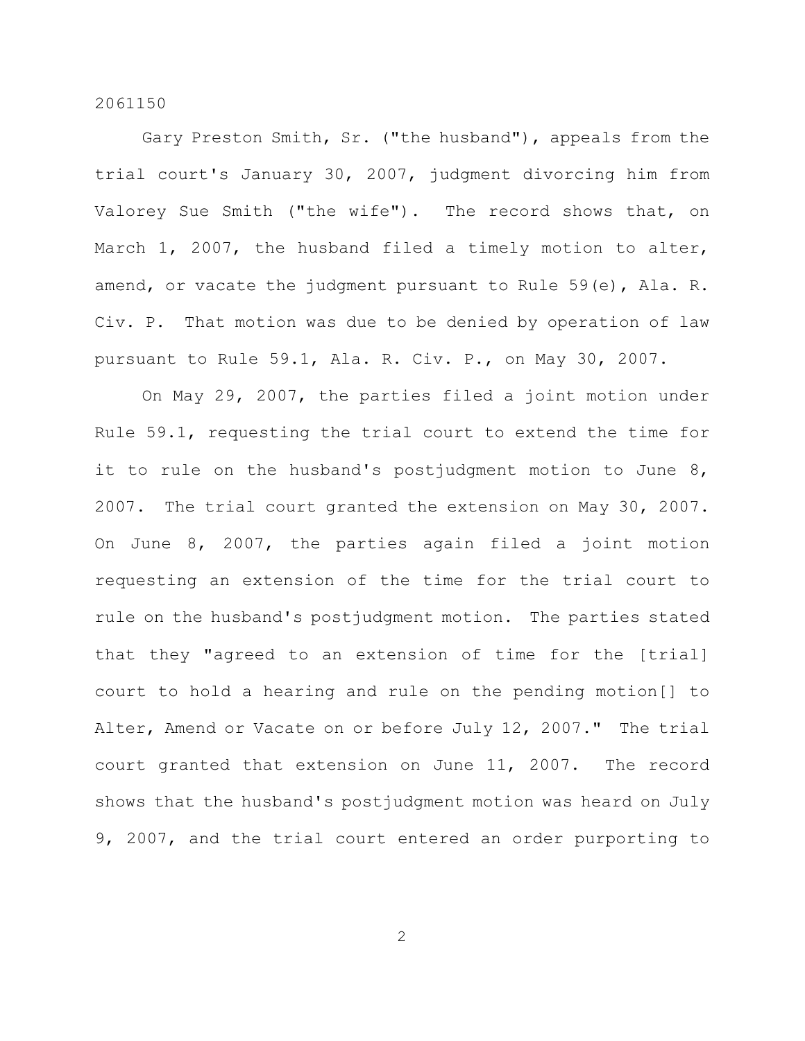Gary Preston Smith, Sr. ("the husband"), appeals from the trial court's January 30, 2007, judgment divorcing him from Valorey Sue Smith ("the wife"). The record shows that, on March 1, 2007, the husband filed a timely motion to alter, amend, or vacate the judgment pursuant to Rule 59(e), Ala. R. Civ. P. That motion was due to be denied by operation of law pursuant to Rule 59.1, Ala. R. Civ. P., on May 30, 2007.

On May 29, 2007, the parties filed a joint motion under Rule 59.1, requesting the trial court to extend the time for it to rule on the husband's postjudgment motion to June 8, 2007. The trial court granted the extension on May 30, 2007. On June 8, 2007, the parties again filed a joint motion requesting an extension of the time for the trial court to rule on the husband's postjudgment motion. The parties stated that they "agreed to an extension of time for the [trial] court to hold a hearing and rule on the pending motion[] to Alter, Amend or Vacate on or before July 12, 2007." The trial court granted that extension on June 11, 2007. The record shows that the husband's postjudgment motion was heard on July 9, 2007, and the trial court entered an order purporting to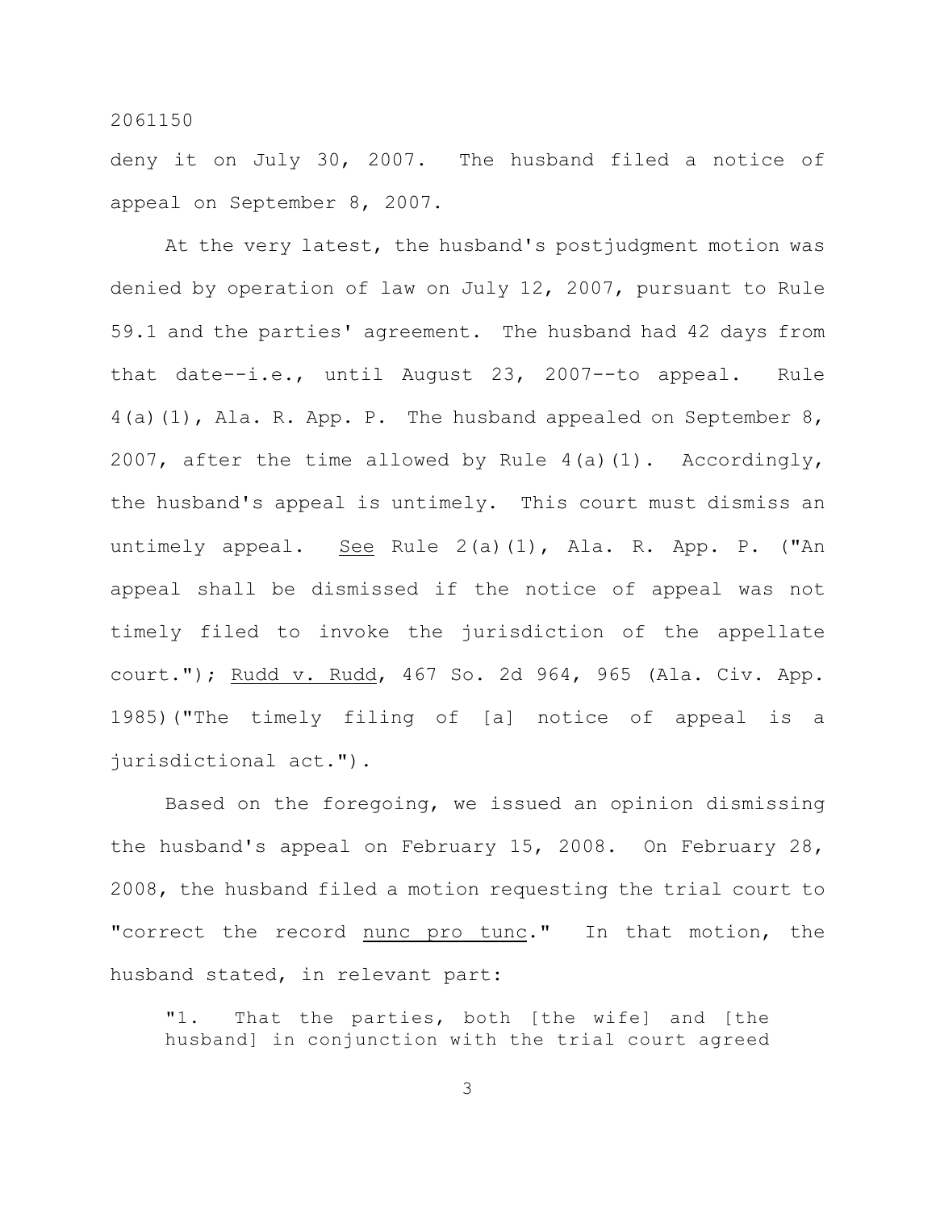deny it on July 30, 2007. The husband filed a notice of appeal on September 8, 2007.

At the very latest, the husband's postjudgment motion was denied by operation of law on July 12, 2007, pursuant to Rule 59.1 and the parties' agreement. The husband had 42 days from that date--i.e., until August 23, 2007--to appeal. Rule 4(a)(1), Ala. R. App. P. The husband appealed on September 8, 2007, after the time allowed by Rule 4(a)(1). Accordingly, the husband's appeal is untimely. This court must dismiss an untimely appeal. _See_ Rule 2(a)(1), Ala. R. App. P. ("An appeal shall be dismissed if the notice of appeal was not timely filed to invoke the jurisdiction of the appellate court."); _Rudd v. Rudd_, 467 So. 2d 964, 965 (Ala. Civ. App. 1985)("The timely filing of [a] notice of appeal is a jurisdictional act.").

Based on the foregoing, we issued an opinion dismissing the husband's appeal on February 15, 2008. On February 28, 2008, the husband filed a motion requesting the trial court to "correct the record _nunc pro tunc_." In that motion, the husband stated, in relevant part:

> "1. That the parties, both [the wife] and [the husband] in conjunction with the trial court agreed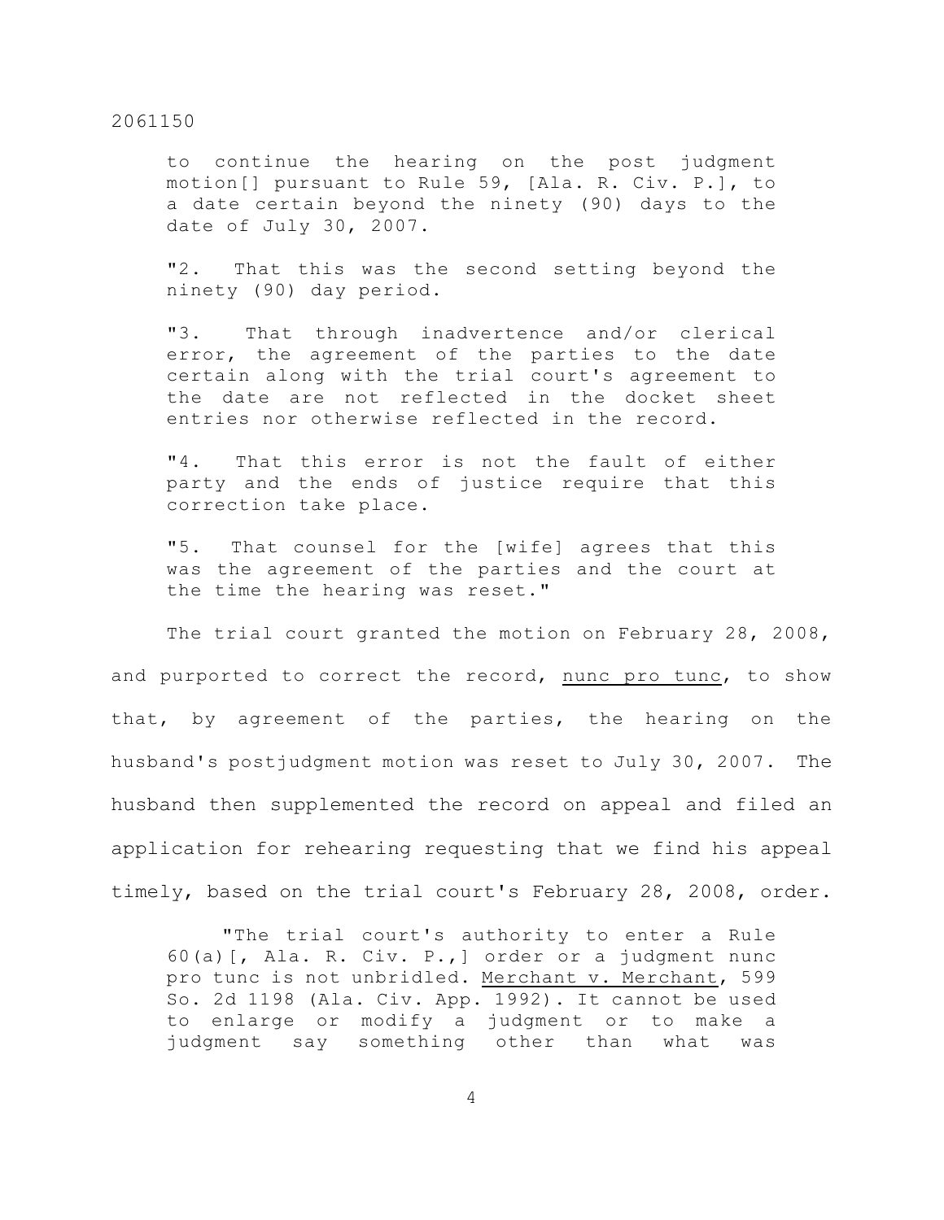> to continue the hearing on the post judgment motion[] pursuant to Rule 59, [Ala. R. Civ. P.], to a date certain beyond the ninety (90) days to the date of July 30, 2007.
>
> "2. That this was the second setting beyond the ninety (90) day period.
>
> "3. That through inadvertence and/or clerical error, the agreement of the parties to the date certain along with the trial court's agreement to the date are not reflected in the docket sheet entries nor otherwise reflected in the record.
>
> "4. That this error is not the fault of either party and the ends of justice require that this correction take place.
>
> "5. That counsel for the [wife] agrees that this was the agreement of the parties and the court at the time the hearing was reset."

The trial court granted the motion on February 28, 2008, and purported to correct the record, nunc pro tunc, to show that, by agreement of the parties, the hearing on the husband's postjudgment motion was reset to July 30, 2007. The husband then supplemented the record on appeal and filed an application for rehearing requesting that we find his appeal timely, based on the trial court's February 28, 2008, order.

> "The trial court's authority to enter a Rule 60(a)[, Ala. R. Civ. P.,] order or a judgment nunc pro tunc is not unbridled. Merchant v. Merchant, 599 So. 2d 1198 (Ala. Civ. App. 1992). It cannot be used to enlarge or modify a judgment or to make a judgment say something other than what was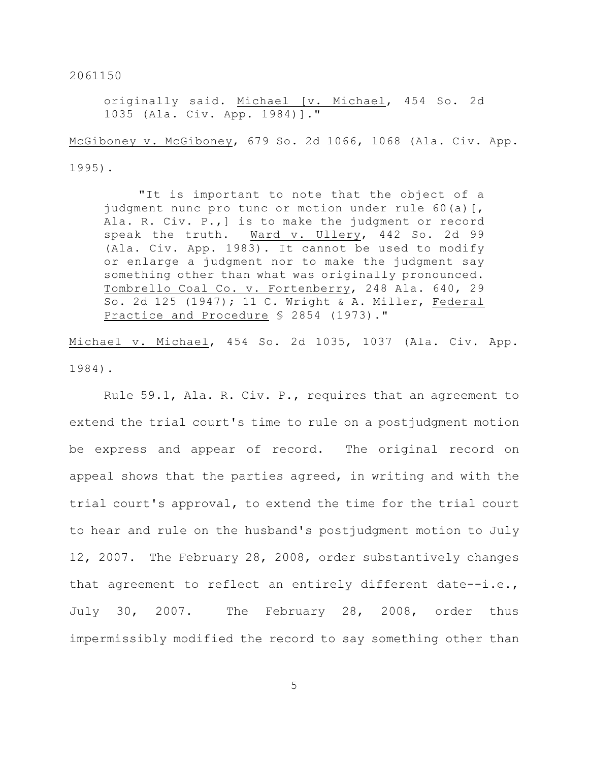> originally said. Michael [v. Michael, 454 So. 2d 1035 (Ala. Civ. App. 1984)]."

McGiboney v. McGiboney, 679 So. 2d 1066, 1068 (Ala. Civ. App. 1995).

> "It is important to note that the object of a judgment nunc pro tunc or motion under rule 60(a)[, Ala. R. Civ. P.,] is to make the judgment or record speak the truth. Ward v. Ullery, 442 So. 2d 99 (Ala. Civ. App. 1983). It cannot be used to modify or enlarge a judgment nor to make the judgment say something other than what was originally pronounced. Tombrello Coal Co. v. Fortenberry, 248 Ala. 640, 29 So. 2d 125 (1947); 11 C. Wright & A. Miller, Federal Practice and Procedure § 2854 (1973)."

Michael v. Michael, 454 So. 2d 1035, 1037 (Ala. Civ. App. 1984).

Rule 59.1, Ala. R. Civ. P., requires that an agreement to extend the trial court's time to rule on a postjudgment motion be express and appear of record. The original record on appeal shows that the parties agreed, in writing and with the trial court's approval, to extend the time for the trial court to hear and rule on the husband's postjudgment motion to July 12, 2007. The February 28, 2008, order substantively changes that agreement to reflect an entirely different date--i.e., July 30, 2007. The February 28, 2008, order thus impermissibly modified the record to say something other than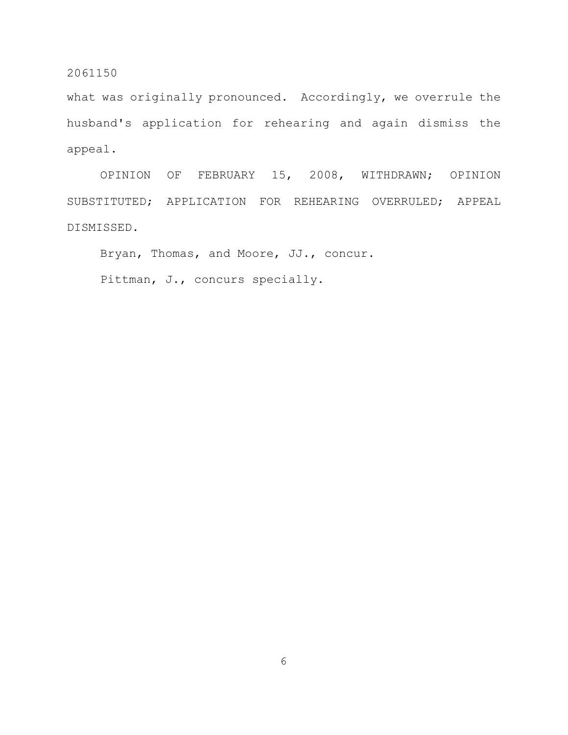what was originally pronounced. Accordingly, we overrule the husband's application for rehearing and again dismiss the appeal.

OPINION OF FEBRUARY 15, 2008, WITHDRAWN; OPINION SUBSTITUTED; APPLICATION FOR REHEARING OVERRULED; APPEAL DISMISSED.

Bryan, Thomas, and Moore, JJ., concur.

Pittman, J., concurs specially.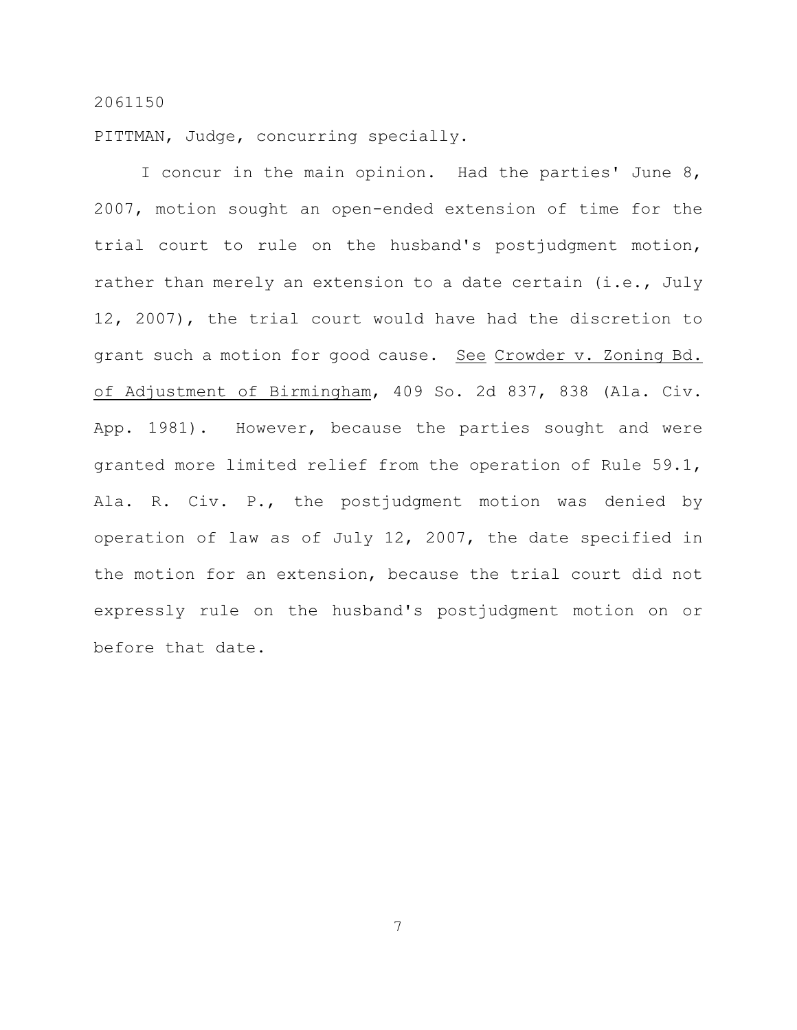2061150

PITTMAN, Judge, concurring specially.

I concur in the main opinion. Had the parties' June 8, 2007, motion sought an open-ended extension of time for the trial court to rule on the husband's postjudgment motion, rather than merely an extension to a date certain (i.e., July 12, 2007), the trial court would have had the discretion to grant such a motion for good cause. See Crowder v. Zoning Bd. of Adjustment of Birmingham, 409 So. 2d 837, 838 (Ala. Civ. App. 1981). However, because the parties sought and were granted more limited relief from the operation of Rule 59.1, Ala. R. Civ. P., the postjudgment motion was denied by operation of law as of July 12, 2007, the date specified in the motion for an extension, because the trial court did not expressly rule on the husband's postjudgment motion on or before that date.